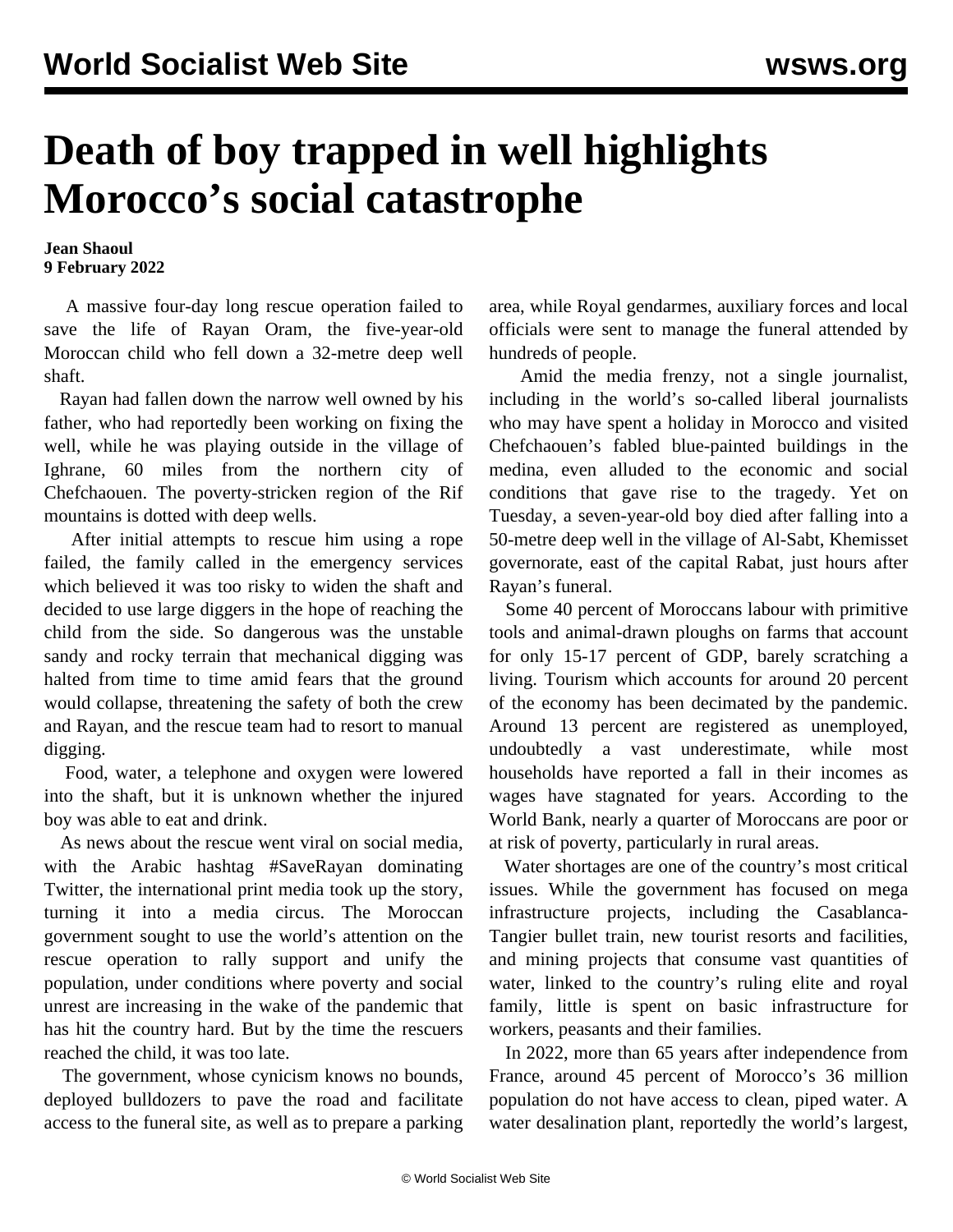# Death of boy trapped in well highlights Morocco's social catastrophe

**Jean Shaoul**
**9 February 2022**

A massive four-day long rescue operation failed to save the life of Rayan Oram, the five-year-old Moroccan child who fell down a 32-metre deep well shaft.

Rayan had fallen down the narrow well owned by his father, who had reportedly been working on fixing the well, while he was playing outside in the village of Ighrane, 60 miles from the northern city of Chefchaouen. The poverty-stricken region of the Rif mountains is dotted with deep wells.

After initial attempts to rescue him using a rope failed, the family called in the emergency services which believed it was too risky to widen the shaft and decided to use large diggers in the hope of reaching the child from the side. So dangerous was the unstable sandy and rocky terrain that mechanical digging was halted from time to time amid fears that the ground would collapse, threatening the safety of both the crew and Rayan, and the rescue team had to resort to manual digging.

Food, water, a telephone and oxygen were lowered into the shaft, but it is unknown whether the injured boy was able to eat and drink.

As news about the rescue went viral on social media, with the Arabic hashtag #SaveRayan dominating Twitter, the international print media took up the story, turning it into a media circus. The Moroccan government sought to use the world's attention on the rescue operation to rally support and unify the population, under conditions where poverty and social unrest are increasing in the wake of the pandemic that has hit the country hard. But by the time the rescuers reached the child, it was too late.

The government, whose cynicism knows no bounds, deployed bulldozers to pave the road and facilitate access to the funeral site, as well as to prepare a parking area, while Royal gendarmes, auxiliary forces and local officials were sent to manage the funeral attended by hundreds of people.

Amid the media frenzy, not a single journalist, including in the world's so-called liberal journalists who may have spent a holiday in Morocco and visited Chefchaouen's fabled blue-painted buildings in the medina, even alluded to the economic and social conditions that gave rise to the tragedy. Yet on Tuesday, a seven-year-old boy died after falling into a 50-metre deep well in the village of Al-Sabt, Khemisset governorate, east of the capital Rabat, just hours after Rayan's funeral.

Some 40 percent of Moroccans labour with primitive tools and animal-drawn ploughs on farms that account for only 15-17 percent of GDP, barely scratching a living. Tourism which accounts for around 20 percent of the economy has been decimated by the pandemic. Around 13 percent are registered as unemployed, undoubtedly a vast underestimate, while most households have reported a fall in their incomes as wages have stagnated for years. According to the World Bank, nearly a quarter of Moroccans are poor or at risk of poverty, particularly in rural areas.

Water shortages are one of the country's most critical issues. While the government has focused on mega infrastructure projects, including the Casablanca-Tangier bullet train, new tourist resorts and facilities, and mining projects that consume vast quantities of water, linked to the country's ruling elite and royal family, little is spent on basic infrastructure for workers, peasants and their families.

In 2022, more than 65 years after independence from France, around 45 percent of Morocco's 36 million population do not have access to clean, piped water. A water desalination plant, reportedly the world's largest,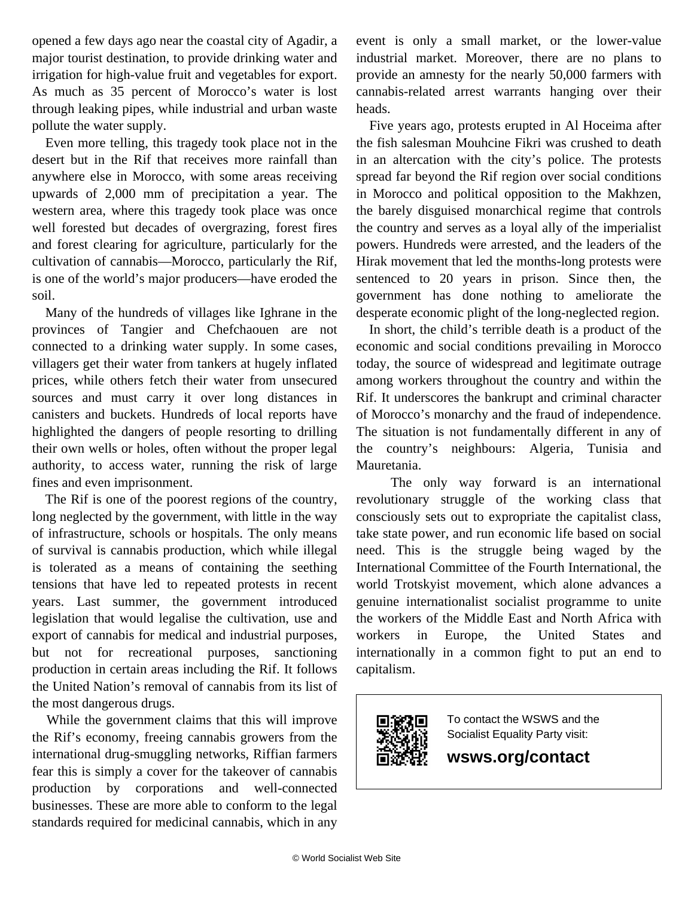opened a few days ago near the coastal city of Agadir, a major tourist destination, to provide drinking water and irrigation for high-value fruit and vegetables for export. As much as 35 percent of Morocco's water is lost through leaking pipes, while industrial and urban waste pollute the water supply.

Even more telling, this tragedy took place not in the desert but in the Rif that receives more rainfall than anywhere else in Morocco, with some areas receiving upwards of 2,000 mm of precipitation a year. The western area, where this tragedy took place was once well forested but decades of overgrazing, forest fires and forest clearing for agriculture, particularly for the cultivation of cannabis—Morocco, particularly the Rif, is one of the world's major producers—have eroded the soil.

Many of the hundreds of villages like Ighrane in the provinces of Tangier and Chefchaouen are not connected to a drinking water supply. In some cases, villagers get their water from tankers at hugely inflated prices, while others fetch their water from unsecured sources and must carry it over long distances in canisters and buckets. Hundreds of local reports have highlighted the dangers of people resorting to drilling their own wells or holes, often without the proper legal authority, to access water, running the risk of large fines and even imprisonment.

The Rif is one of the poorest regions of the country, long neglected by the government, with little in the way of infrastructure, schools or hospitals. The only means of survival is cannabis production, which while illegal is tolerated as a means of containing the seething tensions that have led to repeated protests in recent years. Last summer, the government introduced legislation that would legalise the cultivation, use and export of cannabis for medical and industrial purposes, but not for recreational purposes, sanctioning production in certain areas including the Rif. It follows the United Nation's removal of cannabis from its list of the most dangerous drugs.

While the government claims that this will improve the Rif's economy, freeing cannabis growers from the international drug-smuggling networks, Riffian farmers fear this is simply a cover for the takeover of cannabis production by corporations and well-connected businesses. These are more able to conform to the legal standards required for medicinal cannabis, which in any event is only a small market, or the lower-value industrial market. Moreover, there are no plans to provide an amnesty for the nearly 50,000 farmers with cannabis-related arrest warrants hanging over their heads.

Five years ago, protests erupted in Al Hoceima after the fish salesman Mouhcine Fikri was crushed to death in an altercation with the city's police. The protests spread far beyond the Rif region over social conditions in Morocco and political opposition to the Makhzen, the barely disguised monarchical regime that controls the country and serves as a loyal ally of the imperialist powers. Hundreds were arrested, and the leaders of the Hirak movement that led the months-long protests were sentenced to 20 years in prison. Since then, the government has done nothing to ameliorate the desperate economic plight of the long-neglected region.

In short, the child's terrible death is a product of the economic and social conditions prevailing in Morocco today, the source of widespread and legitimate outrage among workers throughout the country and within the Rif. It underscores the bankrupt and criminal character of Morocco's monarchy and the fraud of independence. The situation is not fundamentally different in any of the country's neighbours: Algeria, Tunisia and Mauretania.

The only way forward is an international revolutionary struggle of the working class that consciously sets out to expropriate the capitalist class, take state power, and run economic life based on social need. This is the struggle being waged by the International Committee of the Fourth International, the world Trotskyist movement, which alone advances a genuine internationalist socialist programme to unite the workers of the Middle East and North Africa with workers in Europe, the United States and internationally in a common fight to put an end to capitalism.

To contact the WSWS and the Socialist Equality Party visit:

**wsws.org/contact**